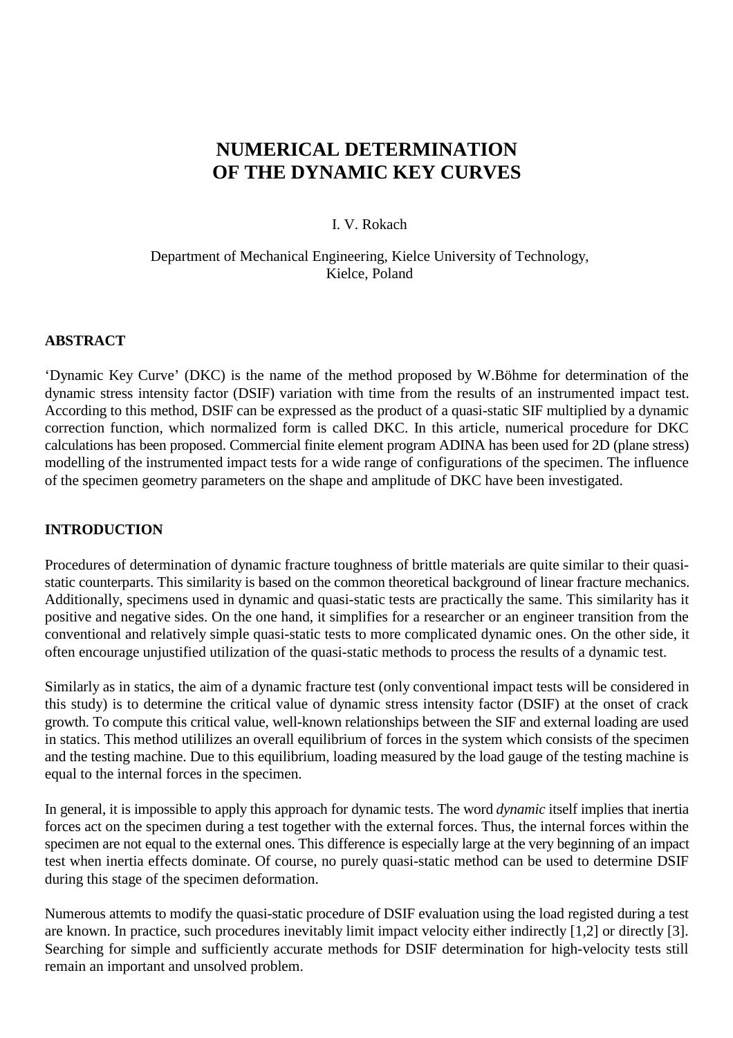# NUMERICAL DETERMINATION OF THE DYNAMIC KEY CURVES

I. V. Rokach

Department of Mechanical Engineering, Kielce University of Technology, Kielce, Poland

## ABSTRACT

'Dynamic Key Curve' (DKC) is the name of the method proposed by W.Böhme for determination of the dynamic stress intensity factor (DSIF) variation with time from the results of an instrumented impact test. According to this method, DSIF can be expressed as the product of a quasi-static SIF multiplied by a dynamic correction function, which normalized form is called DKC. In this article, numerical procedure for DKC calculations has been proposed. Commercial finite element program ADINA has been used for 2D (plane stress) modelling of the instrumented impact tests for a wide range of configurations of the specimen. The influence of the specimen geometry parameters on the shape and amplitude of DKC have been investigated.

## INTRODUCTION

Procedures of determination of dynamic fracture toughness of brittle materials are quite similar to their quasi-static counterparts. This similarity is based on the common theoretical background of linear fracture mechanics. Additionally, specimens used in dynamic and quasi-static tests are practically the same. This similarity has it positive and negative sides. On the one hand, it simplifies for a researcher or an engineer transition from the conventional and relatively simple quasi-static tests to more complicated dynamic ones. On the other side, it often encourage unjustified utilization of the quasi-static methods to process the results of a dynamic test.

Similarly as in statics, the aim of a dynamic fracture test (only conventional impact tests will be considered in this study) is to determine the critical value of dynamic stress intensity factor (DSIF) at the onset of crack growth. To compute this critical value, well-known relationships between the SIF and external loading are used in statics. This method utililizes an overall equilibrium of forces in the system which consists of the specimen and the testing machine. Due to this equilibrium, loading measured by the load gauge of the testing machine is equal to the internal forces in the specimen.

In general, it is impossible to apply this approach for dynamic tests. The word *dynamic* itself implies that inertia forces act on the specimen during a test together with the external forces. Thus, the internal forces within the specimen are not equal to the external ones. This difference is especially large at the very beginning of an impact test when inertia effects dominate. Of course, no purely quasi-static method can be used to determine DSIF during this stage of the specimen deformation.

Numerous attemts to modify the quasi-static procedure of DSIF evaluation using the load registed during a test are known. In practice, such procedures inevitably limit impact velocity either indirectly [1,2] or directly [3]. Searching for simple and sufficiently accurate methods for DSIF determination for high-velocity tests still remain an important and unsolved problem.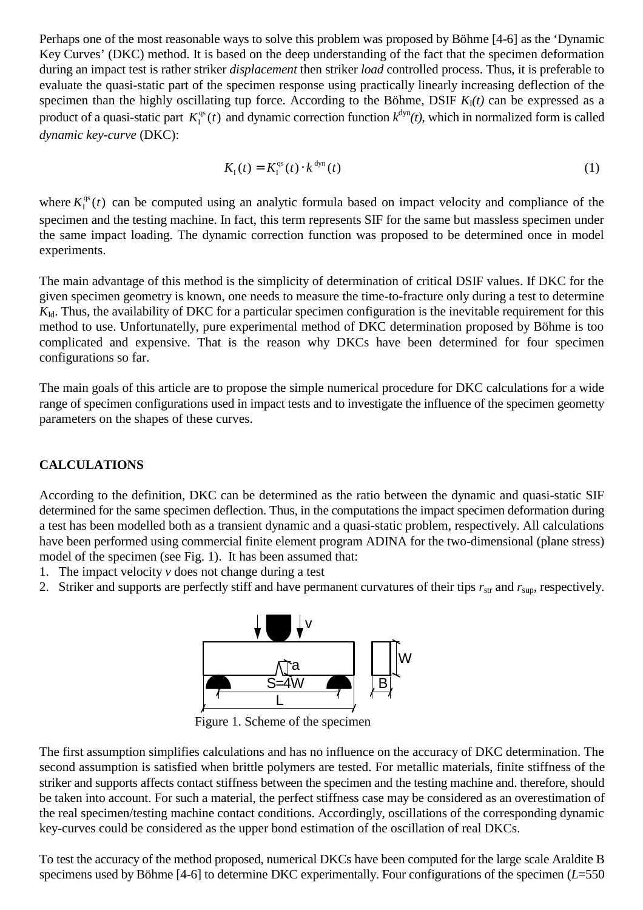Perhaps one of the most reasonable ways to solve this problem was proposed by Böhme [4-6] as the 'Dynamic Key Curves' (DKC) method. It is based on the deep understanding of the fact that the specimen deformation during an impact test is rather striker *displacement* then striker *load* controlled process. Thus, it is preferable to evaluate the quasi-static part of the specimen response using practically linearly increasing deflection of the specimen than the highly oscillating tup force. According to the Böhme, DSIF $K_I(t)$ can be expressed as a product of a quasi-static part $K_I^{qs}(t)$ and dynamic correction function $k^{dyn}(t)$, which in normalized form is called *dynamic key-curve* (DKC):

$$K_I(t) = K_I^{qs}(t) \cdot k^{dyn}(t) \tag{1}$$

where $K_I^{qs}(t)$ can be computed using an analytic formula based on impact velocity and compliance of the specimen and the testing machine. In fact, this term represents SIF for the same but massless specimen under the same impact loading. The dynamic correction function was proposed to be determined once in model experiments.

The main advantage of this method is the simplicity of determination of critical DSIF values. If DKC for the given specimen geometry is known, one needs to measure the time-to-fracture only during a test to determine $K_{Id}$. Thus, the availability of DKC for a particular specimen configuration is the inevitable requirement for this method to use. Unfortunatelly, pure experimental method of DKC determination proposed by Böhme is too complicated and expensive. That is the reason why DKCs have been determined for four specimen configurations so far.

The main goals of this article are to propose the simple numerical procedure for DKC calculations for a wide range of specimen configurations used in impact tests and to investigate the influence of the specimen geometty parameters on the shapes of these curves.

## CALCULATIONS

According to the definition, DKC can be determined as the ratio between the dynamic and quasi-static SIF determined for the same specimen deflection. Thus, in the computations the impact specimen deformation during a test has been modelled both as a transient dynamic and a quasi-static problem, respectively. All calculations have been performed using commercial finite element program ADINA for the two-dimensional (plane stress) model of the specimen (see Fig. 1). It has been assumed that:

1. The impact velocity $v$ does not change during a test
2. Striker and supports are perfectly stiff and have permanent curvatures of their tips $r_{str}$ and $r_{sup}$, respectively.

Figure 1. Scheme of the specimen

The first assumption simplifies calculations and has no influence on the accuracy of DKC determination. The second assumption is satisfied when brittle polymers are tested. For metallic materials, finite stiffness of the striker and supports affects contact stiffness between the specimen and the testing machine and. therefore, should be taken into account. For such a material, the perfect stiffness case may be considered as an overestimation of the real specimen/testing machine contact conditions. Accordingly, oscillations of the corresponding dynamic key-curves could be considered as the upper bond estimation of the oscillation of real DKCs.

To test the accuracy of the method proposed, numerical DKCs have been computed for the large scale Araldite B specimens used by Böhme [4-6] to determine DKC experimentally. Four configurations of the specimen ($L$=550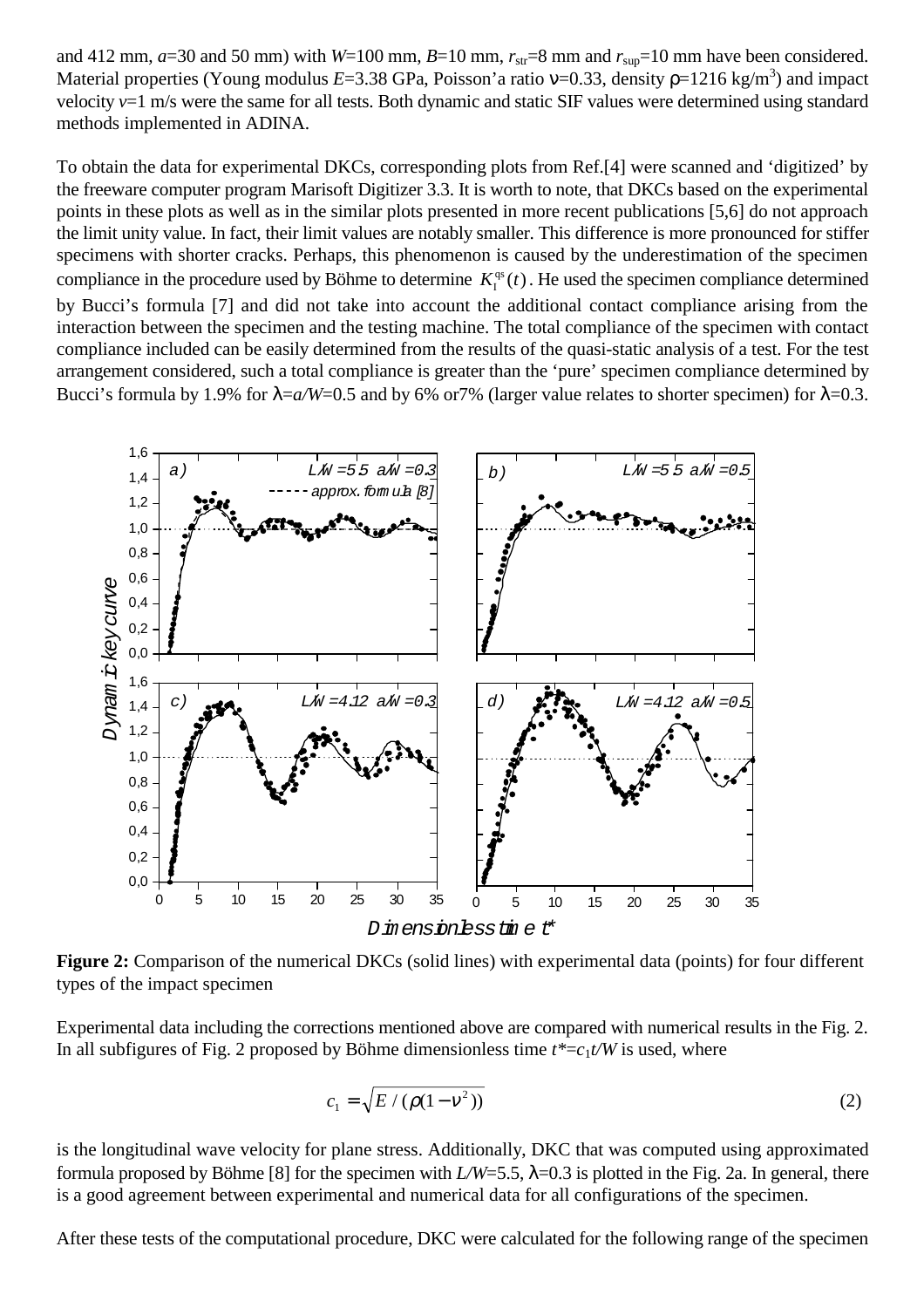and 412 mm, $a$=30 and 50 mm) with $W$=100 mm, $B$=10 mm, $r_{str}$=8 mm and $r_{sup}$=10 mm have been considered. Material properties (Young modulus $E$=3.38 GPa, Poisson'a ratio $\nu$=0.33, density $\rho$=1216 kg/m$^3$) and impact velocity $v$=1 m/s were the same for all tests. Both dynamic and static SIF values were determined using standard methods implemented in ADINA.

To obtain the data for experimental DKCs, corresponding plots from Ref.[4] were scanned and 'digitized' by the freeware computer program Marisoft Digitizer 3.3. It is worth to note, that DKCs based on the experimental points in these plots as well as in the similar plots presented in more recent publications [5,6] do not approach the limit unity value. In fact, their limit values are notably smaller. This difference is more pronounced for stiffer specimens with shorter cracks. Perhaps, this phenomenon is caused by the underestimation of the specimen compliance in the procedure used by Böhme to determine $K_I^{qs}(t)$. He used the specimen compliance determined by Bucci's formula [7] and did not take into account the additional contact compliance arising from the interaction between the specimen and the testing machine. The total compliance of the specimen with contact compliance included can be easily determined from the results of the quasi-static analysis of a test. For the test arrangement considered, such a total compliance is greater than the 'pure' specimen compliance determined by Bucci's formula by 1.9% for $\lambda$=$a/W$=0.5 and by 6% or7% (larger value relates to shorter specimen) for $\lambda$=0.3.

**Figure 2:** Comparison of the numerical DKCs (solid lines) with experimental data (points) for four different types of the impact specimen

Experimental data including the corrections mentioned above are compared with numerical results in the Fig. 2. In all subfigures of Fig. 2 proposed by Böhme dimensionless time $t^*=c_1t/W$ is used, where

$$c_1 = \sqrt{E/(\rho(1-\nu^2))} \tag{2}$$

is the longitudinal wave velocity for plane stress. Additionally, DKC that was computed using approximated formula proposed by Böhme [8] for the specimen with $L/W$=5.5, $\lambda$=0.3 is plotted in the Fig. 2a. In general, there is a good agreement between experimental and numerical data for all configurations of the specimen.

After these tests of the computational procedure, DKC were calculated for the following range of the specimen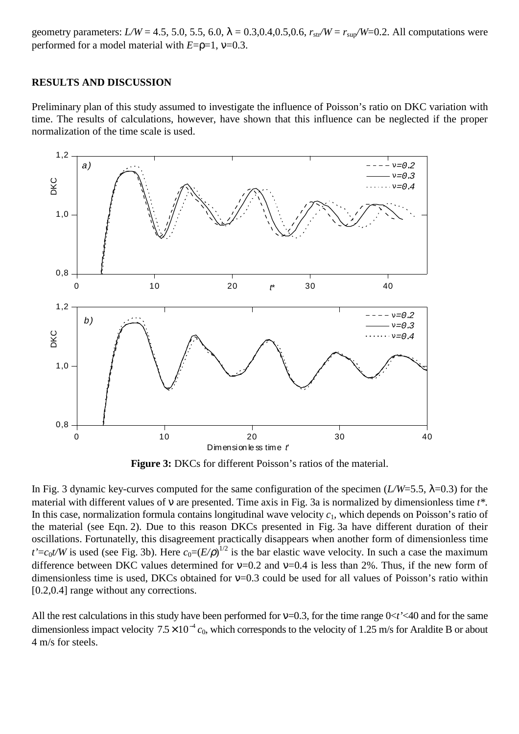geometry parameters: $L/W$ = 4.5, 5.0, 5.5, 6.0, $\lambda$ = 0.3,0.4,0.5,0.6, $r_{str}/W = r_{sup}/W$=0.2. All computations were performed for a model material with $E$=$\rho$=1, $\nu$=0.3.

## RESULTS AND DISCUSSION

Preliminary plan of this study assumed to investigate the influence of Poisson's ratio on DKC variation with time. The results of calculations, however, have shown that this influence can be neglected if the proper normalization of the time scale is used.

**Figure 3:** DKCs for different Poisson's ratios of the material.

In Fig. 3 dynamic key-curves computed for the same configuration of the specimen ($L/W$=5.5, $\lambda$=0.3) for the material with different values of $\nu$ are presented. Time axis in Fig. 3a is normalized by dimensionless time $t^*$. In this case, normalization formula contains longitudinal wave velocity $c_1$, which depends on Poisson's ratio of the material (see Eqn. 2). Due to this reason DKCs presented in Fig. 3a have different duration of their oscillations. Fortunatelly, this disagreement practically disappears when another form of dimensionless time $t' = c_0 t/W$ is used (see Fig. 3b). Here $c_0 = (E/\rho)^{1/2}$ is the bar elastic wave velocity. In such a case the maximum difference between DKC values determined for $\nu$=0.2 and $\nu$=0.4 is less than 2%. Thus, if the new form of dimensionless time is used, DKCs obtained for $\nu$=0.3 could be used for all values of Poisson's ratio within [0.2,0.4] range without any corrections.

All the rest calculations in this study have been performed for $\nu$=0.3, for the time range $0<t'<40$ and for the same dimensionless impact velocity $7.5\times10^{-4}\,c_0$, which corresponds to the velocity of 1.25 m/s for Araldite B or about 4 m/s for steels.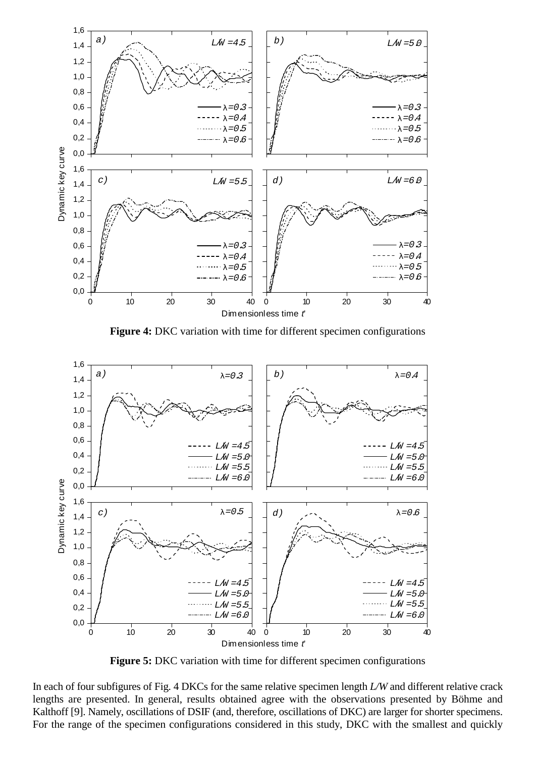**Figure 4:** DKC variation with time for different specimen configurations

**Figure 5:** DKC variation with time for different specimen configurations

In each of four subfigures of Fig. 4 DKCs for the same relative specimen length *L/W* and different relative crack lengths are presented. In general, results obtained agree with the observations presented by Böhme and Kalthoff [9]. Namely, oscillations of DSIF (and, therefore, oscillations of DKC) are larger for shorter specimens. For the range of the specimen configurations considered in this study, DKC with the smallest and quickly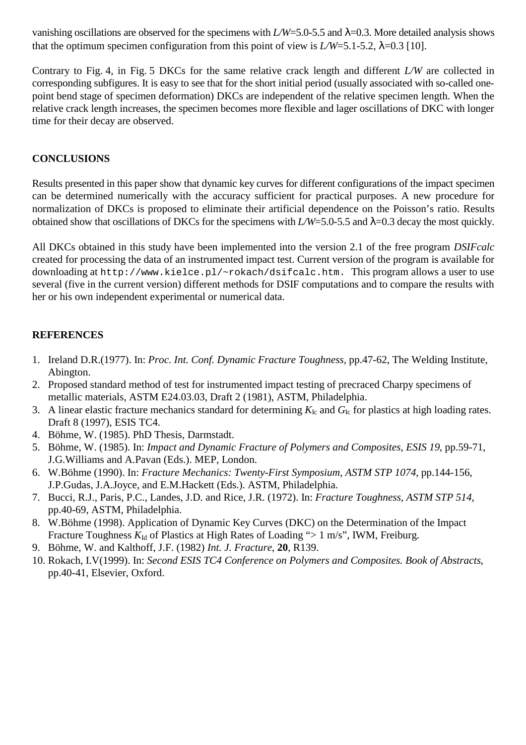vanishing oscillations are observed for the specimens with *L/W*=5.0-5.5 and λ=0.3. More detailed analysis shows that the optimum specimen configuration from this point of view is *L/W*=5.1-5.2, λ=0.3 [10].

Contrary to Fig. 4, in Fig. 5 DKCs for the same relative crack length and different *L/W* are collected in corresponding subfigures. It is easy to see that for the short initial period (usually associated with so-called one-point bend stage of specimen deformation) DKCs are independent of the relative specimen length. When the relative crack length increases, the specimen becomes more flexible and lager oscillations of DKC with longer time for their decay are observed.

## CONCLUSIONS

Results presented in this paper show that dynamic key curves for different configurations of the impact specimen can be determined numerically with the accuracy sufficient for practical purposes. A new procedure for normalization of DKCs is proposed to eliminate their artificial dependence on the Poisson's ratio. Results obtained show that oscillations of DKCs for the specimens with *L/W*=5.0-5.5 and λ=0.3 decay the most quickly.

All DKCs obtained in this study have been implemented into the version 2.1 of the free program *DSIFcalc* created for processing the data of an instrumented impact test. Current version of the program is available for downloading at `http://www.kielce.pl/~rokach/dsifcalc.htm.` This program allows a user to use several (five in the current version) different methods for DSIF computations and to compare the results with her or his own independent experimental or numerical data.

## REFERENCES

1. Ireland D.R.(1977). In: *Proc. Int. Conf. Dynamic Fracture Toughness*, pp.47-62, The Welding Institute, Abington.
2. Proposed standard method of test for instrumented impact testing of precraced Charpy specimens of metallic materials, ASTM E24.03.03, Draft 2 (1981), ASTM, Philadelphia.
3. A linear elastic fracture mechanics standard for determining $K_{Ic}$ and $G_{Ic}$ for plastics at high loading rates. Draft 8 (1997), ESIS TC4.
4. Böhme, W. (1985). PhD Thesis, Darmstadt.
5. Böhme, W. (1985). In: *Impact and Dynamic Fracture of Polymers and Composites*, *ESIS 19*, pp.59-71, J.G.Williams and A.Pavan (Eds.). MEP, London.
6. W.Böhme (1990). In: *Fracture Mechanics: Twenty-First Symposium, ASTM STP 1074*, pp.144-156, J.P.Gudas, J.A.Joyce, and E.M.Hackett (Eds.). ASTM, Philadelphia.
7. Bucci, R.J., Paris, P.C., Landes, J.D. and Rice, J.R. (1972). In: *Fracture Toughness*, *ASTM STP 514*, pp.40-69, ASTM, Philadelphia.
8. W.Böhme (1998). Application of Dynamic Key Curves (DKC) on the Determination of the Impact Fracture Toughness $K_{Id}$ of Plastics at High Rates of Loading "> 1 m/s", IWM, Freiburg.
9. Böhme, W. and Kalthoff, J.F. (1982) *Int. J. Fracture*, **20**, R139.
10. Rokach, I.V(1999). In: *Second ESIS TC4 Conference on Polymers and Composites. Book of Abstracts*, pp.40-41, Elsevier, Oxford.